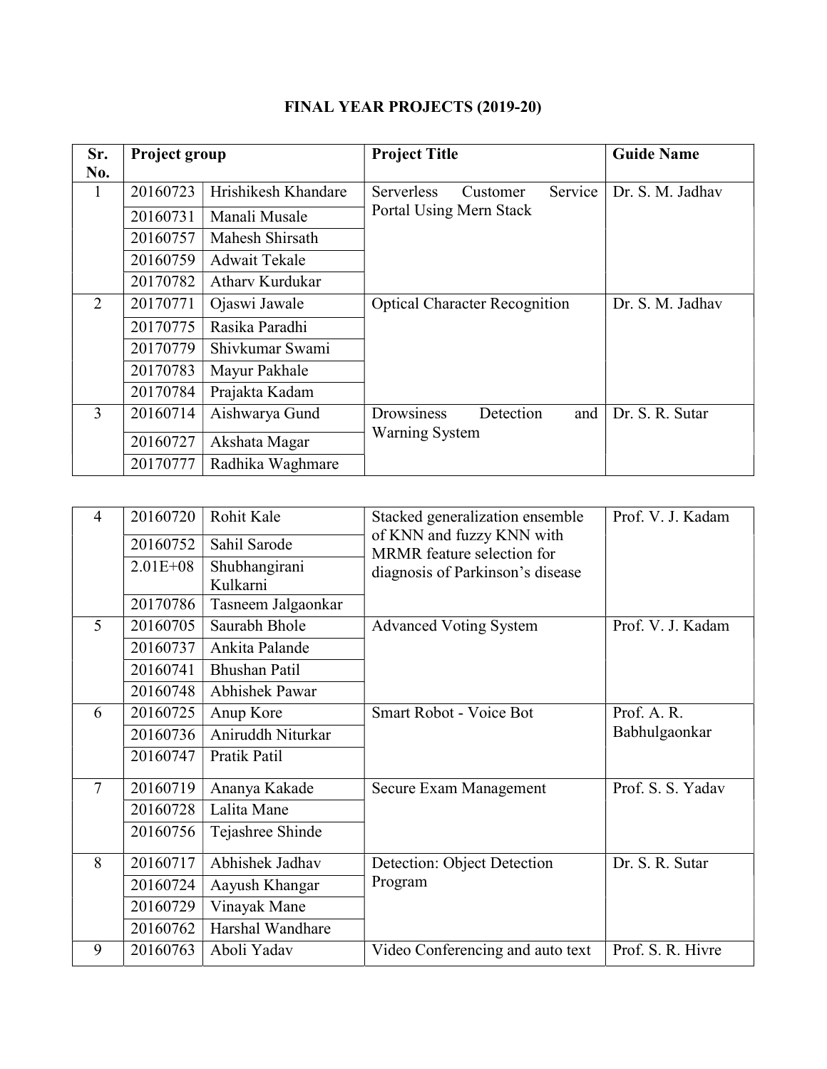# FINAL YEAR PROJECTS (2019-20)

| Sr. No. | Project group | | Project Title | Guide Name |
|---|---|---|---|---|
| 1 | 20160723 | Hrishikesh Khandare | Serverless Customer Service Portal Using Mern Stack | Dr. S. M. Jadhav |
| | 20160731 | Manali Musale | | |
| | 20160757 | Mahesh Shirsath | | |
| | 20160759 | Adwait Tekale | | |
| | 20170782 | Atharv Kurdukar | | |
| 2 | 20170771 | Ojaswi Jawale | Optical Character Recognition | Dr. S. M. Jadhav |
| | 20170775 | Rasika Paradhi | | |
| | 20170779 | Shivkumar Swami | | |
| | 20170783 | Mayur Pakhale | | |
| | 20170784 | Prajakta Kadam | | |
| 3 | 20160714 | Aishwarya Gund | Drowsiness Detection and Warning System | Dr. S. R. Sutar |
| | 20160727 | Akshata Magar | | |
| | 20170777 | Radhika Waghmare | | |
| 4 | 20160720 | Rohit Kale | Stacked generalization ensemble of KNN and fuzzy KNN with MRMR feature selection for diagnosis of Parkinson's disease | Prof. V. J. Kadam |
| | 20160752 | Sahil Sarode | | |
| | 2.01E+08 | Shubhangirani Kulkarni | | |
| | 20170786 | Tasneem Jalgaonkar | | |
| 5 | 20160705 | Saurabh Bhole | Advanced Voting System | Prof. V. J. Kadam |
| | 20160737 | Ankita Palande | | |
| | 20160741 | Bhushan Patil | | |
| | 20160748 | Abhishek Pawar | | |
| 6 | 20160725 | Anup Kore | Smart Robot - Voice Bot | Prof. A. R. Babhulgaonkar |
| | 20160736 | Aniruddh Niturkar | | |
| | 20160747 | Pratik Patil | | |
| 7 | 20160719 | Ananya Kakade | Secure Exam Management | Prof. S. S. Yadav |
| | 20160728 | Lalita Mane | | |
| | 20160756 | Tejashree Shinde | | |
| 8 | 20160717 | Abhishek Jadhav | Detection: Object Detection Program | Dr. S. R. Sutar |
| | 20160724 | Aayush Khangar | | |
| | 20160729 | Vinayak Mane | | |
| | 20160762 | Harshal Wandhare | | |
| 9 | 20160763 | Aboli Yadav | Video Conferencing and auto text | Prof. S. R. Hivre |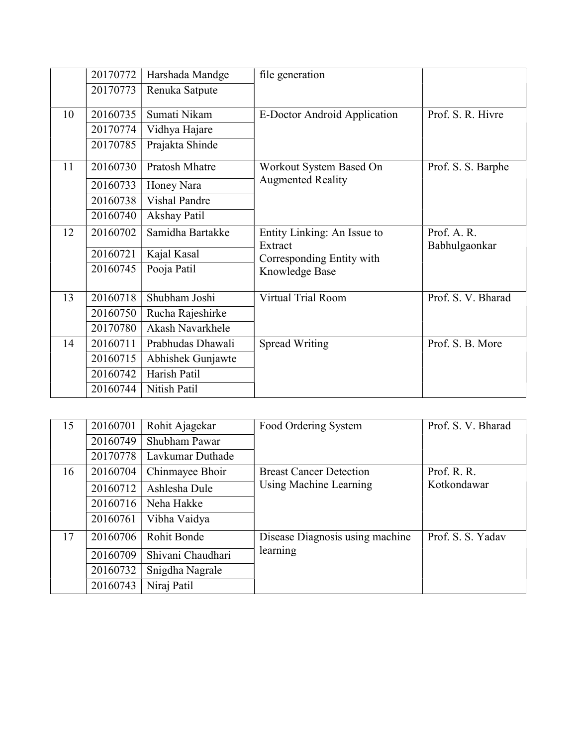| | | | | |
|---|---|---|---|---|
| | 20170772 | Harshada Mandge | file generation | |
| | 20170773 | Renuka Satpute | | |
| 10 | 20160735 | Sumati Nikam | E-Doctor Android Application | Prof. S. R. Hivre |
| | 20170774 | Vidhya Hajare | | |
| | 20170785 | Prajakta Shinde | | |
| 11 | 20160730 | Pratosh Mhatre | Workout System Based On Augmented Reality | Prof. S. S. Barphe |
| | 20160733 | Honey Nara | | |
| | 20160738 | Vishal Pandre | | |
| | 20160740 | Akshay Patil | | |
| 12 | 20160702 | Samidha Bartakke | Entity Linking: An Issue to Extract Corresponding Entity with Knowledge Base | Prof. A. R. Babhulgaonkar |
| | 20160721 | Kajal Kasal | | |
| | 20160745 | Pooja Patil | | |
| 13 | 20160718 | Shubham Joshi | Virtual Trial Room | Prof. S. V. Bharad |
| | 20160750 | Rucha Rajeshirke | | |
| | 20170780 | Akash Navarkhele | | |
| 14 | 20160711 | Prabhudas Dhawali | Spread Writing | Prof. S. B. More |
| | 20160715 | Abhishek Gunjawte | | |
| | 20160742 | Harish Patil | | |
| | 20160744 | Nitish Patil | | |
| 15 | 20160701 | Rohit Ajagekar | Food Ordering System | Prof. S. V. Bharad |
| | 20160749 | Shubham Pawar | | |
| | 20170778 | Lavkumar Duthade | | |
| 16 | 20160704 | Chinmayee Bhoir | Breast Cancer Detection Using Machine Learning | Prof. R. R. Kotkondawar |
| | 20160712 | Ashlesha Dule | | |
| | 20160716 | Neha Hakke | | |
| | 20160761 | Vibha Vaidya | | |
| 17 | 20160706 | Rohit Bonde | Disease Diagnosis using machine learning | Prof. S. S. Yadav |
| | 20160709 | Shivani Chaudhari | | |
| | 20160732 | Snigdha Nagrale | | |
| | 20160743 | Niraj Patil | | |